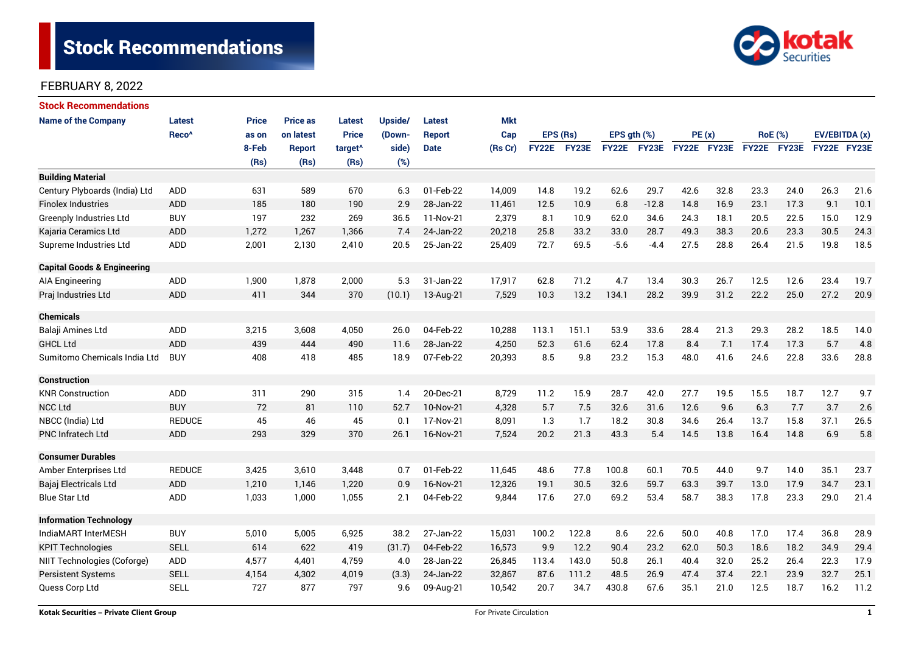# Stock Recommendations

FEBRUARY 8, 2022

## Stock Recommendations

| Name of the Company | Latest Reco^ | Price as on 8-Feb (Rs) | Price as on latest Report (Rs) | Latest Price target^ (Rs) | Upside/ (Down-side) (%) | Latest Report Date | Mkt Cap (Rs Cr) | EPS (Rs) | | EPS gth (%) | | PE (x) | | RoE (%) | | EV/EBITDA (x) | |
|---|---|---|---|---|---|---|---|---|---|---|---|---|---|---|---|---|---|
| | | | | | | | | FY22E | FY23E | FY22E | FY23E | FY22E | FY23E | FY22E | FY23E | FY22E | FY23E |
| **Building Material** | | | | | | | | | | | | | | | | | |
| Century Plyboards (India) Ltd | ADD | 631 | 589 | 670 | 6.3 | 01-Feb-22 | 14,009 | 14.8 | 19.2 | 62.6 | 29.7 | 42.6 | 32.8 | 23.3 | 24.0 | 26.3 | 21.6 |
| Finolex Industries | ADD | 185 | 180 | 190 | 2.9 | 28-Jan-22 | 11,461 | 12.5 | 10.9 | 6.8 | -12.8 | 14.8 | 16.9 | 23.1 | 17.3 | 9.1 | 10.1 |
| Greenply Industries Ltd | BUY | 197 | 232 | 269 | 36.5 | 11-Nov-21 | 2,379 | 8.1 | 10.9 | 62.0 | 34.6 | 24.3 | 18.1 | 20.5 | 22.5 | 15.0 | 12.9 |
| Kajaria Ceramics Ltd | ADD | 1,272 | 1,267 | 1,366 | 7.4 | 24-Jan-22 | 20,218 | 25.8 | 33.2 | 33.0 | 28.7 | 49.3 | 38.3 | 20.6 | 23.3 | 30.5 | 24.3 |
| Supreme Industries Ltd | ADD | 2,001 | 2,130 | 2,410 | 20.5 | 25-Jan-22 | 25,409 | 72.7 | 69.5 | -5.6 | -4.4 | 27.5 | 28.8 | 26.4 | 21.5 | 19.8 | 18.5 |
| **Capital Goods & Engineering** | | | | | | | | | | | | | | | | | |
| AIA Engineering | ADD | 1,900 | 1,878 | 2,000 | 5.3 | 31-Jan-22 | 17,917 | 62.8 | 71.2 | 4.7 | 13.4 | 30.3 | 26.7 | 12.5 | 12.6 | 23.4 | 19.7 |
| Praj Industries Ltd | ADD | 411 | 344 | 370 | (10.1) | 13-Aug-21 | 7,529 | 10.3 | 13.2 | 134.1 | 28.2 | 39.9 | 31.2 | 22.2 | 25.0 | 27.2 | 20.9 |
| **Chemicals** | | | | | | | | | | | | | | | | | |
| Balaji Amines Ltd | ADD | 3,215 | 3,608 | 4,050 | 26.0 | 04-Feb-22 | 10,288 | 113.1 | 151.1 | 53.9 | 33.6 | 28.4 | 21.3 | 29.3 | 28.2 | 18.5 | 14.0 |
| GHCL Ltd | ADD | 439 | 444 | 490 | 11.6 | 28-Jan-22 | 4,250 | 52.3 | 61.6 | 62.4 | 17.8 | 8.4 | 7.1 | 17.4 | 17.3 | 5.7 | 4.8 |
| Sumitomo Chemicals India Ltd | BUY | 408 | 418 | 485 | 18.9 | 07-Feb-22 | 20,393 | 8.5 | 9.8 | 23.2 | 15.3 | 48.0 | 41.6 | 24.6 | 22.8 | 33.6 | 28.8 |
| **Construction** | | | | | | | | | | | | | | | | | |
| KNR Construction | ADD | 311 | 290 | 315 | 1.4 | 20-Dec-21 | 8,729 | 11.2 | 15.9 | 28.7 | 42.0 | 27.7 | 19.5 | 15.5 | 18.7 | 12.7 | 9.7 |
| NCC Ltd | BUY | 72 | 81 | 110 | 52.7 | 10-Nov-21 | 4,328 | 5.7 | 7.5 | 32.6 | 31.6 | 12.6 | 9.6 | 6.3 | 7.7 | 3.7 | 2.6 |
| NBCC (India) Ltd | REDUCE | 45 | 46 | 45 | 0.1 | 17-Nov-21 | 8,091 | 1.3 | 1.7 | 18.2 | 30.8 | 34.6 | 26.4 | 13.7 | 15.8 | 37.1 | 26.5 |
| PNC Infratech Ltd | ADD | 293 | 329 | 370 | 26.1 | 16-Nov-21 | 7,524 | 20.2 | 21.3 | 43.3 | 5.4 | 14.5 | 13.8 | 16.4 | 14.8 | 6.9 | 5.8 |
| **Consumer Durables** | | | | | | | | | | | | | | | | | |
| Amber Enterprises Ltd | REDUCE | 3,425 | 3,610 | 3,448 | 0.7 | 01-Feb-22 | 11,645 | 48.6 | 77.8 | 100.8 | 60.1 | 70.5 | 44.0 | 9.7 | 14.0 | 35.1 | 23.7 |
| Bajaj Electricals Ltd | ADD | 1,210 | 1,146 | 1,220 | 0.9 | 16-Nov-21 | 12,326 | 19.1 | 30.5 | 32.6 | 59.7 | 63.3 | 39.7 | 13.0 | 17.9 | 34.7 | 23.1 |
| Blue Star Ltd | ADD | 1,033 | 1,000 | 1,055 | 2.1 | 04-Feb-22 | 9,844 | 17.6 | 27.0 | 69.2 | 53.4 | 58.7 | 38.3 | 17.8 | 23.3 | 29.0 | 21.4 |
| **Information Technology** | | | | | | | | | | | | | | | | | |
| IndiaMART InterMESH | BUY | 5,010 | 5,005 | 6,925 | 38.2 | 27-Jan-22 | 15,031 | 100.2 | 122.8 | 8.6 | 22.6 | 50.0 | 40.8 | 17.0 | 17.4 | 36.8 | 28.9 |
| KPIT Technologies | SELL | 614 | 622 | 419 | (31.7) | 04-Feb-22 | 16,573 | 9.9 | 12.2 | 90.4 | 23.2 | 62.0 | 50.3 | 18.6 | 18.2 | 34.9 | 29.4 |
| NIIT Technologies (Coforge) | ADD | 4,577 | 4,401 | 4,759 | 4.0 | 28-Jan-22 | 26,845 | 113.4 | 143.0 | 50.8 | 26.1 | 40.4 | 32.0 | 25.2 | 26.4 | 22.3 | 17.9 |
| Persistent Systems | SELL | 4,154 | 4,302 | 4,019 | (3.3) | 24-Jan-22 | 32,867 | 87.6 | 111.2 | 48.5 | 26.9 | 47.4 | 37.4 | 22.1 | 23.9 | 32.7 | 25.1 |
| Quess Corp Ltd | SELL | 727 | 877 | 797 | 9.6 | 09-Aug-21 | 10,542 | 20.7 | 34.7 | 430.8 | 67.6 | 35.1 | 21.0 | 12.5 | 18.7 | 16.2 | 11.2 |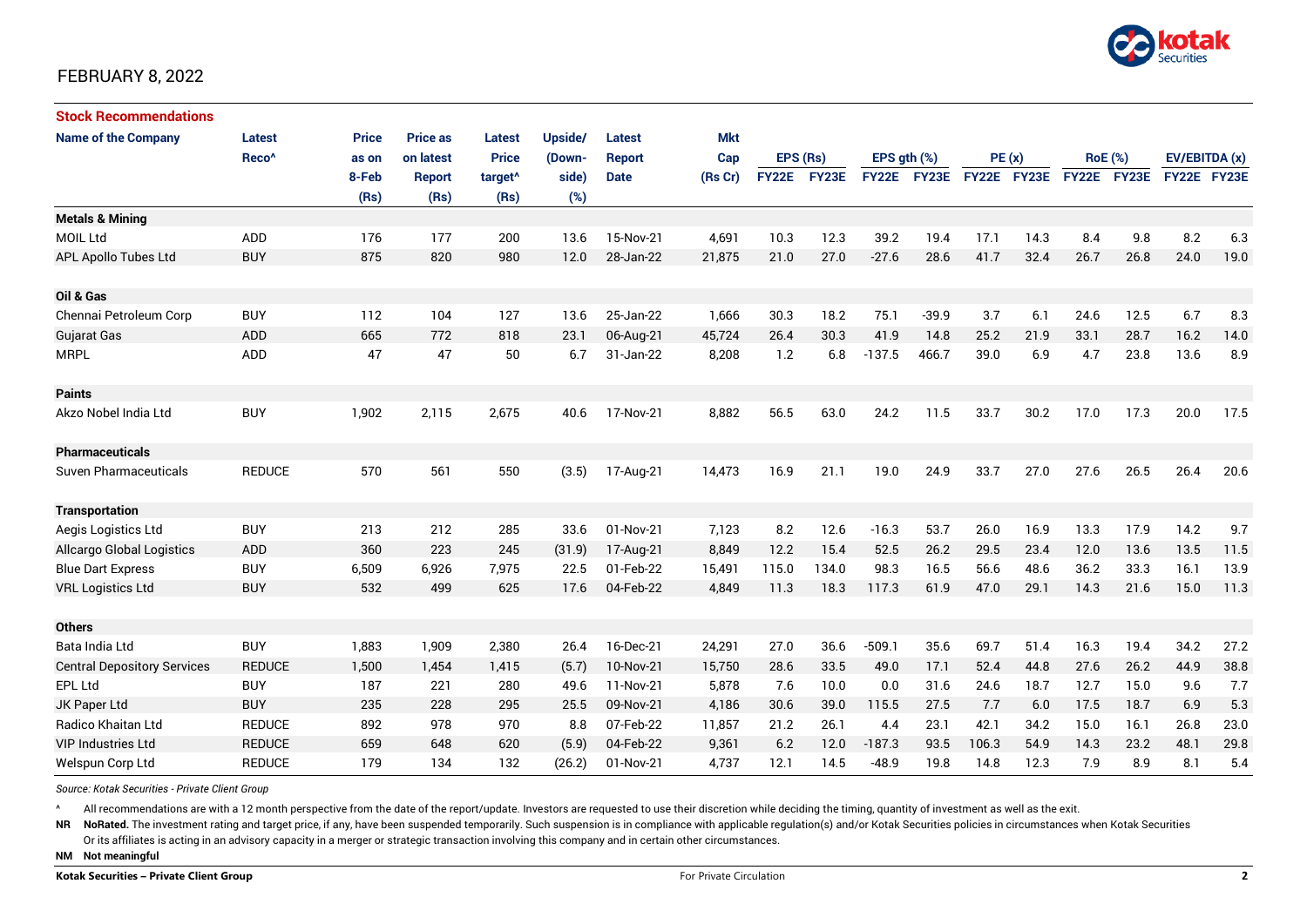FEBRUARY 8, 2022

## Stock Recommendations

| Name of the Company | Latest Reco^ | Price as on 8-Feb (Rs) | Price as on latest Report (Rs) | Latest Price target^ (Rs) | Upside/ (Down-side) (%) | Latest Report Date | Mkt Cap (Rs Cr) | EPS (Rs) | | EPS gth (%) | | PE (x) | | RoE (%) | | EV/EBITDA (x) | |
|---|---|---|---|---|---|---|---|---|---|---|---|---|---|---|---|---|---|
| | | | | | | | | FY22E | FY23E | FY22E | FY23E | FY22E | FY23E | FY22E | FY23E | FY22E | FY23E |
| **Metals & Mining** | | | | | | | | | | | | | | | | | |
| MOIL Ltd | ADD | 176 | 177 | 200 | 13.6 | 15-Nov-21 | 4,691 | 10.3 | 12.3 | 39.2 | 19.4 | 17.1 | 14.3 | 8.4 | 9.8 | 8.2 | 6.3 |
| APL Apollo Tubes Ltd | BUY | 875 | 820 | 980 | 12.0 | 28-Jan-22 | 21,875 | 21.0 | 27.0 | -27.6 | 28.6 | 41.7 | 32.4 | 26.7 | 26.8 | 24.0 | 19.0 |
| **Oil & Gas** | | | | | | | | | | | | | | | | | |
| Chennai Petroleum Corp | BUY | 112 | 104 | 127 | 13.6 | 25-Jan-22 | 1,666 | 30.3 | 18.2 | 75.1 | -39.9 | 3.7 | 6.1 | 24.6 | 12.5 | 6.7 | 8.3 |
| Gujarat Gas | ADD | 665 | 772 | 818 | 23.1 | 06-Aug-21 | 45,724 | 26.4 | 30.3 | 41.9 | 14.8 | 25.2 | 21.9 | 33.1 | 28.7 | 16.2 | 14.0 |
| MRPL | ADD | 47 | 47 | 50 | 6.7 | 31-Jan-22 | 8,208 | 1.2 | 6.8 | -137.5 | 466.7 | 39.0 | 6.9 | 4.7 | 23.8 | 13.6 | 8.9 |
| **Paints** | | | | | | | | | | | | | | | | | |
| Akzo Nobel India Ltd | BUY | 1,902 | 2,115 | 2,675 | 40.6 | 17-Nov-21 | 8,882 | 56.5 | 63.0 | 24.2 | 11.5 | 33.7 | 30.2 | 17.0 | 17.3 | 20.0 | 17.5 |
| **Pharmaceuticals** | | | | | | | | | | | | | | | | | |
| Suven Pharmaceuticals | REDUCE | 570 | 561 | 550 | (3.5) | 17-Aug-21 | 14,473 | 16.9 | 21.1 | 19.0 | 24.9 | 33.7 | 27.0 | 27.6 | 26.5 | 26.4 | 20.6 |
| **Transportation** | | | | | | | | | | | | | | | | | |
| Aegis Logistics Ltd | BUY | 213 | 212 | 285 | 33.6 | 01-Nov-21 | 7,123 | 8.2 | 12.6 | -16.3 | 53.7 | 26.0 | 16.9 | 13.3 | 17.9 | 14.2 | 9.7 |
| Allcargo Global Logistics | ADD | 360 | 223 | 245 | (31.9) | 17-Aug-21 | 8,849 | 12.2 | 15.4 | 52.5 | 26.2 | 29.5 | 23.4 | 12.0 | 13.6 | 13.5 | 11.5 |
| Blue Dart Express | BUY | 6,509 | 6,926 | 7,975 | 22.5 | 01-Feb-22 | 15,491 | 115.0 | 134.0 | 98.3 | 16.5 | 56.6 | 48.6 | 36.2 | 33.3 | 16.1 | 13.9 |
| VRL Logistics Ltd | BUY | 532 | 499 | 625 | 17.6 | 04-Feb-22 | 4,849 | 11.3 | 18.3 | 117.3 | 61.9 | 47.0 | 29.1 | 14.3 | 21.6 | 15.0 | 11.3 |
| **Others** | | | | | | | | | | | | | | | | | |
| Bata India Ltd | BUY | 1,883 | 1,909 | 2,380 | 26.4 | 16-Dec-21 | 24,291 | 27.0 | 36.6 | -509.1 | 35.6 | 69.7 | 51.4 | 16.3 | 19.4 | 34.2 | 27.2 |
| Central Depository Services | REDUCE | 1,500 | 1,454 | 1,415 | (5.7) | 10-Nov-21 | 15,750 | 28.6 | 33.5 | 49.0 | 17.1 | 52.4 | 44.8 | 27.6 | 26.2 | 44.9 | 38.8 |
| EPL Ltd | BUY | 187 | 221 | 280 | 49.6 | 11-Nov-21 | 5,878 | 7.6 | 10.0 | 0.0 | 31.6 | 24.6 | 18.7 | 12.7 | 15.0 | 9.6 | 7.7 |
| JK Paper Ltd | BUY | 235 | 228 | 295 | 25.5 | 09-Nov-21 | 4,186 | 30.6 | 39.0 | 115.5 | 27.5 | 7.7 | 6.0 | 17.5 | 18.7 | 6.9 | 5.3 |
| Radico Khaitan Ltd | REDUCE | 892 | 978 | 970 | 8.8 | 07-Feb-22 | 11,857 | 21.2 | 26.1 | 4.4 | 23.1 | 42.1 | 34.2 | 15.0 | 16.1 | 26.8 | 23.0 |
| VIP Industries Ltd | REDUCE | 659 | 648 | 620 | (5.9) | 04-Feb-22 | 9,361 | 6.2 | 12.0 | -187.3 | 93.5 | 106.3 | 54.9 | 14.3 | 23.2 | 48.1 | 29.8 |
| Welspun Corp Ltd | REDUCE | 179 | 134 | 132 | (26.2) | 01-Nov-21 | 4,737 | 12.1 | 14.5 | -48.9 | 19.8 | 14.8 | 12.3 | 7.9 | 8.9 | 8.1 | 5.4 |

*Source: Kotak Securities - Private Client Group*

^ All recommendations are with a 12 month perspective from the date of the report/update. Investors are requested to use their discretion while deciding the timing, quantity of investment as well as the exit.

**NR** **NoRated.** The investment rating and target price, if any, have been suspended temporarily. Such suspension is in compliance with applicable regulation(s) and/or Kotak Securities policies in circumstances when Kotak Securities Or its affiliates is acting in an advisory capacity in a merger or strategic transaction involving this company and in certain other circumstances.

**NM** **Not meaningful**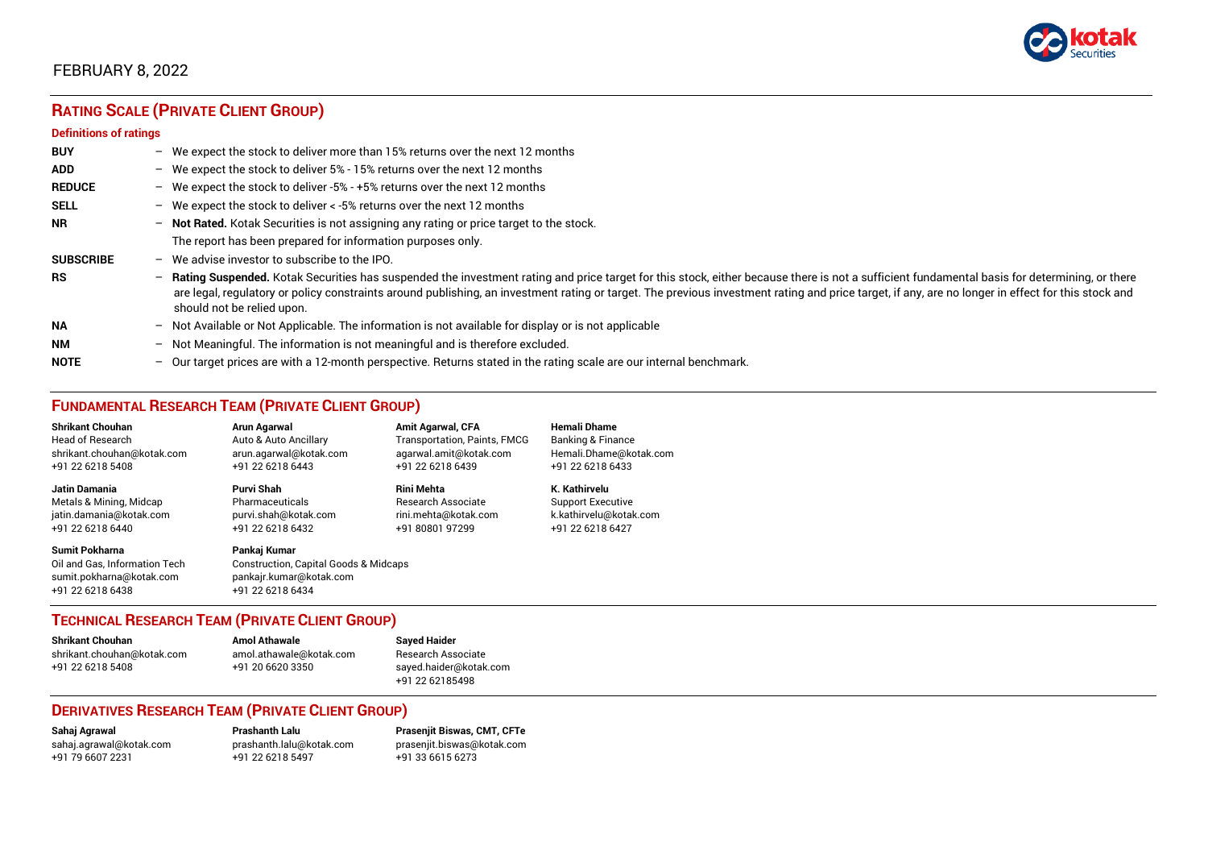FEBRUARY 8, 2022

## RATING SCALE (PRIVATE CLIENT GROUP)

### Definitions of ratings

**BUY** – We expect the stock to deliver more than 15% returns over the next 12 months

**ADD** – We expect the stock to deliver 5% - 15% returns over the next 12 months

**REDUCE** – We expect the stock to deliver -5% - +5% returns over the next 12 months

**SELL** – We expect the stock to deliver < -5% returns over the next 12 months

**NR** – **Not Rated.** Kotak Securities is not assigning any rating or price target to the stock. The report has been prepared for information purposes only.

**SUBSCRIBE** – We advise investor to subscribe to the IPO.

**RS** – **Rating Suspended.** Kotak Securities has suspended the investment rating and price target for this stock, either because there is not a sufficient fundamental basis for determining, or there are legal, regulatory or policy constraints around publishing, an investment rating or target. The previous investment rating and price target, if any, are no longer in effect for this stock and should not be relied upon.

**NA** – Not Available or Not Applicable. The information is not available for display or is not applicable

**NM** – Not Meaningful. The information is not meaningful and is therefore excluded.

**NOTE** – Our target prices are with a 12-month perspective. Returns stated in the rating scale are our internal benchmark.

## FUNDAMENTAL RESEARCH TEAM (PRIVATE CLIENT GROUP)

**Shrikant Chouhan**
Head of Research
shrikant.chouhan@kotak.com
+91 22 6218 5408

**Arun Agarwal**
Auto & Auto Ancillary
arun.agarwal@kotak.com
+91 22 6218 6443

**Amit Agarwal, CFA**
Transportation, Paints, FMCG
agarwal.amit@kotak.com
+91 22 6218 6439

**Hemali Dhame**
Banking & Finance
Hemali.Dhame@kotak.com
+91 22 6218 6433

**Jatin Damania**
Metals & Mining, Midcap
jatin.damania@kotak.com
+91 22 6218 6440

**Purvi Shah**
Pharmaceuticals
purvi.shah@kotak.com
+91 22 6218 6432

**Rini Mehta**
Research Associate
rini.mehta@kotak.com
+91 80801 97299

**K. Kathirvelu**
Support Executive
k.kathirvelu@kotak.com
+91 22 6218 6427

**Sumit Pokharna**
Oil and Gas, Information Tech
sumit.pokharna@kotak.com
+91 22 6218 6438

**Pankaj Kumar**
Construction, Capital Goods & Midcaps
pankajr.kumar@kotak.com
+91 22 6218 6434

## TECHNICAL RESEARCH TEAM (PRIVATE CLIENT GROUP)

**Shrikant Chouhan**
shrikant.chouhan@kotak.com
+91 22 6218 5408

**Amol Athawale**
amol.athawale@kotak.com
+91 20 6620 3350

**Sayed Haider**
Research Associate
sayed.haider@kotak.com
+91 22 62185498

## DERIVATIVES RESEARCH TEAM (PRIVATE CLIENT GROUP)

**Sahaj Agrawal**
sahaj.agrawal@kotak.com
+91 79 6607 2231

**Prashanth Lalu**
prashanth.lalu@kotak.com
+91 22 6218 5497

**Prasenjit Biswas, CMT, CFTe**
prasenjit.biswas@kotak.com
+91 33 6615 6273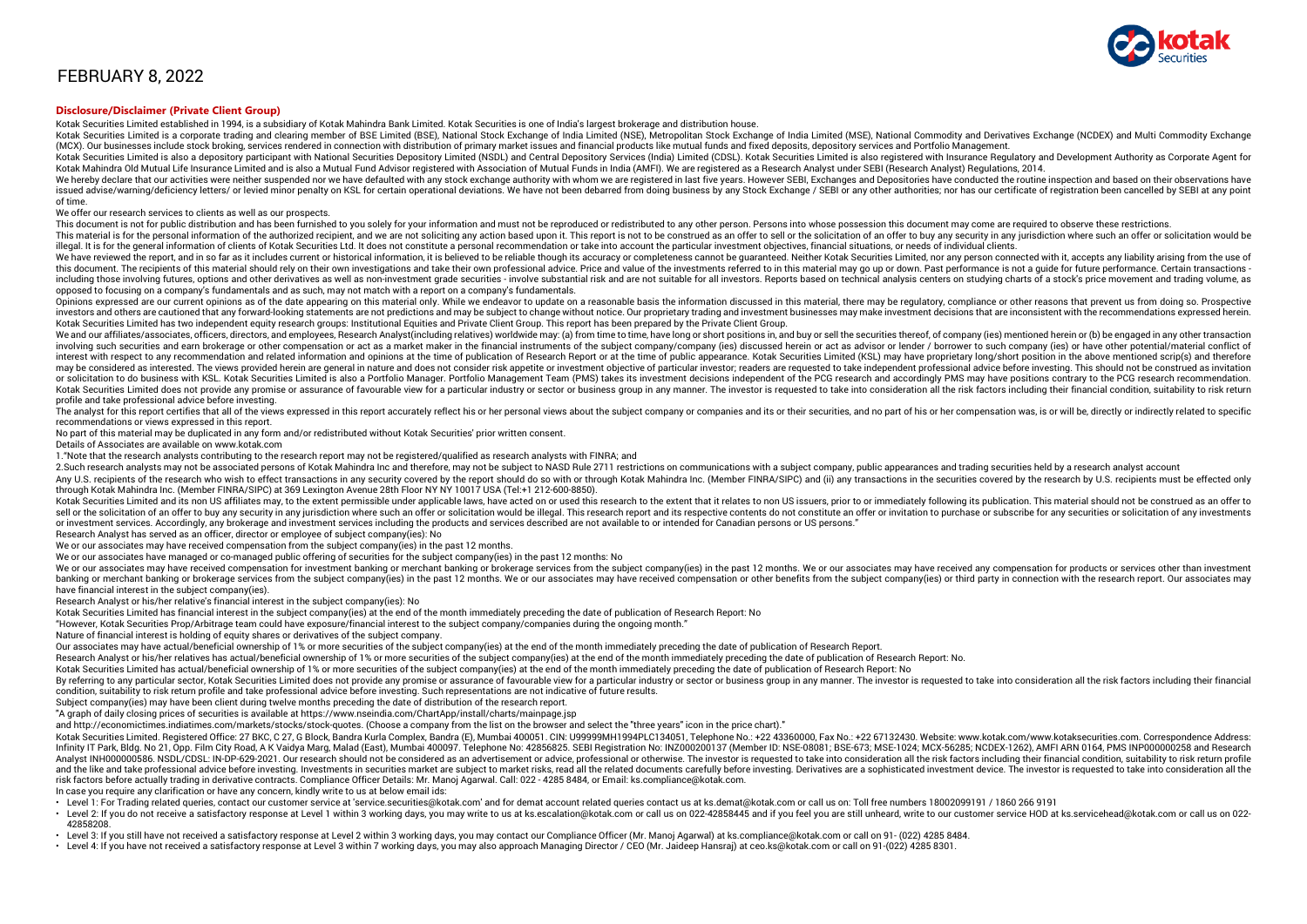# FEBRUARY 8, 2022

### Disclosure/Disclaimer (Private Client Group)

Kotak Securities Limited established in 1994, is a subsidiary of Kotak Mahindra Bank Limited. Kotak Securities is one of India's largest brokerage and distribution house.

Kotak Securities Limited is a corporate trading and clearing member of BSE Limited (BSE), National Stock Exchange of India Limited (NSE), Metropolitan Stock Exchange of India Limited (MSE), National Commodity and Derivatives Exchange (NCDEX) and Multi Commodity Exchange (MCX). Our businesses include stock broking, services rendered in connection with distribution of primary market issues and financial products like mutual funds and fixed deposits, depository services and Portfolio Management.

Kotak Securities Limited is also a depository participant with National Securities Depository Limited (NSDL) and Central Depository Services (India) Limited (CDSL). Kotak Securities Limited is also registered with Insurance Regulatory and Development Authority as Corporate Agent for Kotak Mahindra Old Mutual Life Insurance Limited and is also a Mutual Fund Advisor registered with Association of Mutual Funds in India (AMFI). We are registered as a Research Analyst under SEBI (Research Analyst) Regulations, 2014.

We hereby declare that our activities were neither suspended nor we have defaulted with any stock exchange authority with whom we are registered in last five years. However SEBI, Exchanges and Depositories have conducted the routine inspection and based on their observations have issued advise/warning/deficiency letters/ or levied minor penalty on KSL for certain operational deviations. We have not been debarred from doing business by any Stock Exchange / SEBI or any other authorities; nor has our certificate of registration been cancelled by SEBI at any point of time.

We offer our research services to clients as well as our prospects.

This document is not for public distribution and has been furnished to you solely for your information and must not be reproduced or redistributed to any other person. Persons into whose possession this document may come are required to observe these restrictions.

This material is for the personal information of the authorized recipient, and we are not soliciting any action based upon it. This report is not to be construed as an offer to sell or the solicitation of an offer to buy any security in any jurisdiction where such an offer or solicitation would be illegal. It is for the general information of clients of Kotak Securities Ltd. It does not constitute a personal recommendation or take into account the particular investment objectives, financial situations, or needs of individual clients.

We have reviewed the report, and in so far as it includes current or historical information, it is believed to be reliable though its accuracy or completeness cannot be guaranteed. Neither Kotak Securities Limited, nor any person connected with it, accepts any liability arising from the use of this document. The recipients of this material should rely on their own investigations and take their own professional advice. Price and value of the investments referred to in this material may go up or down. Past performance is not a guide for future performance. Certain transactions - including those involving futures, options and other derivatives as well as non-investment grade securities - involve substantial risk and are not suitable for all investors. Reports based on technical analysis centers on studying charts of a stock's price movement and trading volume, as opposed to focusing on a company's fundamentals and as such, may not match with a report on a company's fundamentals.

Opinions expressed are our current opinions as of the date appearing on this material only. While we endeavor to update on a reasonable basis the information discussed in this material, there may be regulatory, compliance or other reasons that prevent us from doing so. Prospective investors and others are cautioned that any forward-looking statements are not predictions and may be subject to change without notice. Our proprietary trading and investment businesses may make investment decisions that are inconsistent with the recommendations expressed herein. Kotak Securities Limited has two independent equity research groups: Institutional Equities and Private Client Group. This report has been prepared by the Private Client Group.

We and our affiliates/associates, officers, directors, and employees, Research Analyst(including relatives) worldwide may: (a) from time to time, have long or short positions in, and buy or sell the securities thereof, of company (ies) mentioned herein or (b) be engaged in any other transaction involving such securities and earn brokerage or other compensation or act as a market maker in the financial instruments of the subject company/company (ies) discussed herein or act as advisor or lender / borrower to such company (ies) or have other potential/material conflict of interest with respect to any recommendation and related information and opinions at the time of publication of Research Report or at the time of public appearance. Kotak Securities Limited (KSL) may have proprietary long/short position in the above mentioned scrip(s) and therefore may be considered as interested. The views provided herein are general in nature and does not consider risk appetite or investment objective of particular investor; readers are requested to take independent professional advice before investing. This should not be construed as invitation or solicitation to do business with KSL. Kotak Securities Limited is also a Portfolio Manager. Portfolio Management Team (PMS) takes its investment decisions independent of the PCG research and accordingly PMS may have positions contrary to the PCG research recommendation. Kotak Securities Limited does not provide any promise or assurance of favourable view for a particular industry or sector or business group in any manner. The investor is requested to take into consideration all the risk factors including their financial condition, suitability to risk return profile and take professional advice before investing.

The analyst for this report certifies that all of the views expressed in this report accurately reflect his or her personal views about the subject company or companies and its or their securities, and no part of his or her compensation was, is or will be, directly or indirectly related to specific recommendations or views expressed in this report.

No part of this material may be duplicated in any form and/or redistributed without Kotak Securities' prior written consent.

Details of Associates are available on www.kotak.com

1."Note that the research analysts contributing to the research report may not be registered/qualified as research analysts with FINRA; and

2.Such research analysts may not be associated persons of Kotak Mahindra Inc and therefore, may not be subject to NASD Rule 2711 restrictions on communications with a subject company, public appearances and trading securities held by a research analyst account

Any U.S. recipients of the research who wish to effect transactions in any security covered by the report should do so with or through Kotak Mahindra Inc. (Member FINRA/SIPC) and (ii) any transactions in the securities covered by the research by U.S. recipients must be effected only through Kotak Mahindra Inc. (Member FINRA/SIPC) at 369 Lexington Avenue 28th Floor NY NY 10017 USA (Tel:+1 212-600-8850).

Kotak Securities Limited and its non US affiliates may, to the extent permissible under applicable laws, have acted on or used this research to the extent that it relates to non US issuers, prior to or immediately following its publication. This material should not be construed as an offer to sell or the solicitation of an offer to buy any security in any jurisdiction where such an offer or solicitation would be illegal. This research report and its respective contents do not constitute an offer or invitation to purchase or subscribe for any securities or solicitation of any investments or investment services. Accordingly, any brokerage and investment services including the products and services described are not available to or intended for Canadian persons or US persons."

Research Analyst has served as an officer, director or employee of subject company(ies): No

We or our associates may have received compensation from the subject company(ies) in the past 12 months.

We or our associates have managed or co-managed public offering of securities for the subject company(ies) in the past 12 months: No

We or our associates may have received compensation for investment banking or merchant banking or brokerage services from the subject company(ies) in the past 12 months. We or our associates may have received any compensation for products or services other than investment banking or merchant banking or brokerage services from the subject company(ies) in the past 12 months. We or our associates may have received compensation or other benefits from the subject company(ies) or third party in connection with the research report. Our associates may have financial interest in the subject company(ies).

Research Analyst or his/her relative's financial interest in the subject company(ies): No

Kotak Securities Limited has financial interest in the subject company(ies) at the end of the month immediately preceding the date of publication of Research Report: No

"However, Kotak Securities Prop/Arbitrage team could have exposure/financial interest to the subject company/companies during the ongoing month."

Nature of financial interest is holding of equity shares or derivatives of the subject company.

Our associates may have actual/beneficial ownership of 1% or more securities of the subject company(ies) at the end of the month immediately preceding the date of publication of Research Report.

Research Analyst or his/her relatives has actual/beneficial ownership of 1% or more securities of the subject company(ies) at the end of the month immediately preceding the date of publication of Research Report: No.

Kotak Securities Limited has actual/beneficial ownership of 1% or more securities of the subject company(ies) at the end of the month immediately preceding the date of publication of Research Report: No

By referring to any particular sector, Kotak Securities Limited does not provide any promise or assurance of favourable view for a particular industry or sector or business group in any manner. The investor is requested to take into consideration all the risk factors including their financial condition, suitability to risk return profile and take professional advice before investing. Such representations are not indicative of future results.

Subject company(ies) may have been client during twelve months preceding the date of distribution of the research report.

"A graph of daily closing prices of securities is available at https://www.nseindia.com/ChartApp/install/charts/mainpage.jsp

and http://economictimes.indiatimes.com/markets/stocks/stock-quotes. (Choose a company from the list on the browser and select the "three years" icon in the price chart)."

Kotak Securities Limited. Registered Office: 27 BKC, C 27, G Block, Bandra Kurla Complex, Bandra (E), Mumbai 400051. CIN: U99999MH1994PLC134051, Telephone No.: +22 43360000, Fax No.: +22 67132430. Website: www.kotak.com/www.kotaksecurities.com. Correspondence Address: Infinity IT Park, Bldg. No 21, Opp. Film City Road, A K Vaidya Marg, Malad (East), Mumbai 400097. Telephone No: 42856825. SEBI Registration No: INZ000200137 (Member ID: NSE-08081; BSE-673; MSE-1024; MCX-56285; NCDEX-1262), AMFI ARN 0164, PMS INP000000258 and Research Analyst INH000000586. NSDL/CDSL: IN-DP-629-2021. Our research should not be considered as an advertisement or advice, professional or otherwise. The investor is requested to take into consideration all the risk factors including their financial condition, suitability to risk return profile and the like and take professional advice before investing. Investments in securities market are subject to market risks, read all the related documents carefully before investing. Derivatives are a sophisticated investment device. The investor is requested to take into consideration all the risk factors before actually trading in derivative contracts. Compliance Officer Details: Mr. Manoj Agarwal. Call: 022 - 4285 8484, or Email: ks.compliance@kotak.com.

In case you require any clarification or have any concern, kindly write to us at below email ids:

- Level 1: For Trading related queries, contact our customer service at 'service.securities@kotak.com' and for demat account related queries contact us at ks.demat@kotak.com or call us on: Toll free numbers 18002099191 / 1860 266 9191
- Level 2: If you do not receive a satisfactory response at Level 1 within 3 working days, you may write to us at ks.escalation@kotak.com or call us on 022-42858445 and if you feel you are still unheard, write to our customer service HOD at ks.servicehead@kotak.com or call us on 022-42858208.
- Level 3: If you still have not received a satisfactory response at Level 2 within 3 working days, you may contact our Compliance Officer (Mr. Manoj Agarwal) at ks.compliance@kotak.com or call on 91- (022) 4285 8484.
- Level 4: If you have not received a satisfactory response at Level 3 within 7 working days, you may also approach Managing Director / CEO (Mr. Jaideep Hansraj) at ceo.ks@kotak.com or call on 91-(022) 4285 8301.